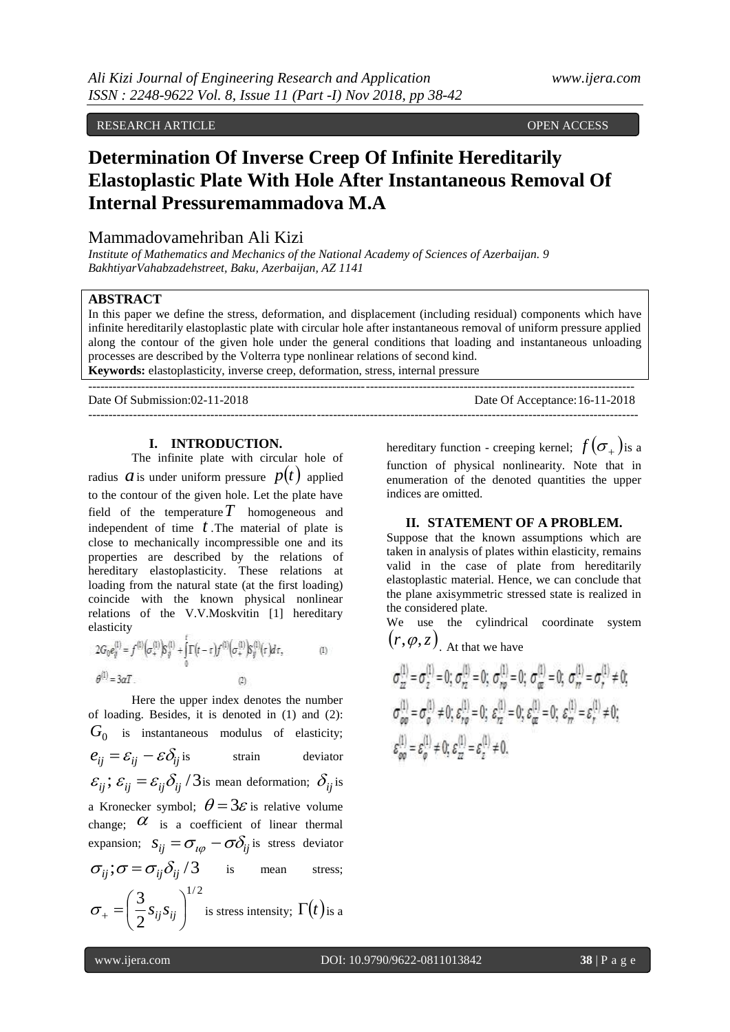RESEARCH ARTICLE OPEN ACCESS

# Determination Of Inverse Creep Of Infinite Hereditarily Elastoplastic Plate With Hole After Instantaneous Removal Of Internal Pressuremammadova M.A

Mammadovamehriban Ali Kizi

*Institute of Mathematics and Mechanics of the National Academy of Sciences of Azerbaijan. 9 BakhtiyarVahabzadehstreet, Baku, Azerbaijan, AZ 1141*

## ABSTRACT

In this paper we define the stress, deformation, and displacement (including residual) components which have infinite hereditarily elastoplastic plate with circular hole after instantaneous removal of uniform pressure applied along the contour of the given hole under the general conditions that loading and instantaneous unloading processes are described by the Volterra type nonlinear relations of second kind.

**Keywords:** elastoplasticity, inverse creep, deformation, stress, internal pressure

Date Of Submission:02-11-2018 Date Of Acceptance:16-11-2018

## I. INTRODUCTION.

The infinite plate with circular hole of radius $a$ is under uniform pressure $p(t)$ applied to the contour of the given hole. Let the plate have field of the temperature $T$ homogeneous and independent of time $t$. The material of plate is close to mechanically incompressible one and its properties are described by the relations of hereditary elastoplasticity. These relations at loading from the natural state (at the first loading) coincide with the known physical nonlinear relations of the V.V.Moskvitin [1] hereditary elasticity

$$2G_0 e_{ij}^{(1)} = f^{(1)}\left(\sigma_+^{(1)}\right)s_{ij}^{(1)} + \int_0^t \Gamma(t-\tau) f^{(1)}\left(\sigma_+^{(1)}\right)s_{ij}^{(1)}(\tau)\,d\tau, \qquad (1)$$

$$\theta^{(1)} = 3\alpha T. \qquad (2)$$

Here the upper index denotes the number of loading. Besides, it is denoted in (1) and (2): $G_0$ is instantaneous modulus of elasticity; $e_{ij} = \varepsilon_{ij} - \varepsilon\delta_{ij}$ is strain deviator $\varepsilon_{ij}$; $\varepsilon_{ij} = \varepsilon_{ij}\delta_{ij}/3$ is mean deformation; $\delta_{ij}$ is a Kronecker symbol; $\theta = 3\varepsilon$ is relative volume change; $\alpha$ is a coefficient of linear thermal expansion; $s_{ij} = \sigma_{\iota\varphi} - \sigma\delta_{ij}$ is stress deviator $\sigma_{ij}$; $\sigma = \sigma_{ij}\delta_{ij}/3$ is mean stress; $\sigma_+ = \left(\frac{3}{2}s_{ij}s_{ij}\right)^{1/2}$ is stress intensity; $\Gamma(t)$ is a hereditary function - creeping kernel; $f(\sigma_+)$ is a function of physical nonlinearity. Note that in enumeration of the denoted quantities the upper indices are omitted.

## II. STATEMENT OF A PROBLEM.

Suppose that the known assumptions which are taken in analysis of plates within elasticity, remains valid in the case of plate from hereditarily elastoplastic material. Hence, we can conclude that the plane axisymmetric stressed state is realized in the considered plate.

We use the cylindrical coordinate system $(r, \varphi, z)$. At that we have

$$\sigma_{zz}^{(1)} = \sigma_z^{(1)} = 0;\ \sigma_{rz}^{(1)} = 0;\ \sigma_{r\varphi}^{(1)} = 0;\ \sigma_{\varphi z}^{(1)} = 0;\ \sigma_{rr}^{(1)} = \sigma_r^{(1)} \neq 0;$$

$$\sigma_{\varphi\varphi}^{(1)} = \sigma_\varphi^{(1)} \neq 0;\ \varepsilon_{r\varphi}^{(1)} = 0;\ \varepsilon_{rz}^{(1)} = 0;\ \varepsilon_{\varphi z}^{(1)} = 0;\ \varepsilon_{rr}^{(1)} = \varepsilon_r^{(1)} \neq 0;$$

$$\varepsilon_{\varphi\varphi}^{(1)} = \varepsilon_\varphi^{(1)} \neq 0;\ \varepsilon_{zz}^{(1)} = \varepsilon_z^{(1)} \neq 0.$$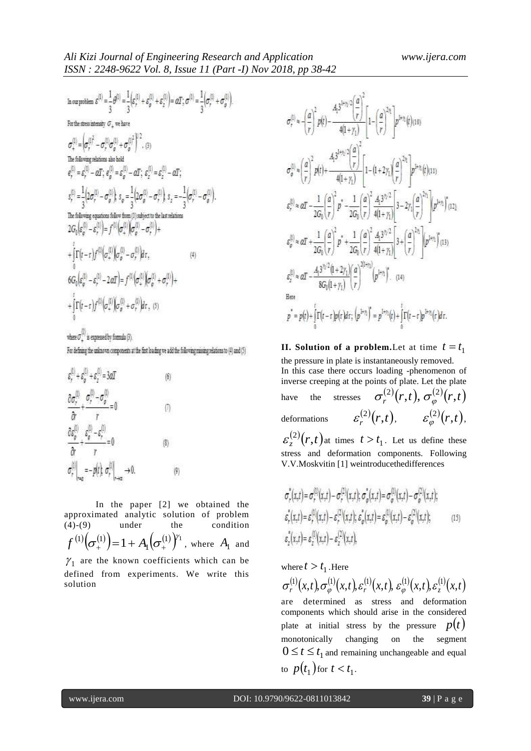In our problem $\varepsilon^{(1)} = \frac{1}{3}\theta^{(1)} = \frac{1}{3}\left(\varepsilon_r^{(1)} + \varepsilon_\varphi^{(1)} + \varepsilon_z^{(1)}\right) = \alpha T;\ \sigma^{(1)} = \frac{1}{3}\left(\sigma_r^{(1)} + \sigma_\varphi^{(1)}\right).$

For the stress intensity $\sigma_+$ we have

$$\sigma_+^{(1)} = \left(\sigma_r^{(1)2} - \sigma_r^{(1)}\sigma_\varphi^{(1)} + \sigma_\varphi^{(1)2}\right)^{1/2}. \quad (3)$$

The following relations also hold

$$e_r^{(1)} = \varepsilon_r^{(1)} - \alpha T;\ e_\varphi^{(1)} = \varepsilon_\varphi^{(1)} - \alpha T;\ \varepsilon_z^{(1)} = \varepsilon_z^{(1)} - \alpha T;$$

$$s_r^{(1)} = \frac{1}{3}\left(2\sigma_r^{(1)} - \sigma_\varphi^{(1)}\right);\ s_\varphi = \frac{1}{3}\left(2\sigma_\varphi^{(1)} - \sigma_r^{(1)}\right);\ s_z = -\frac{1}{3}\left(\sigma_r^{(1)} - \sigma_\varphi^{(1)}\right).$$

The following equations follow from (1) subject to the last relations

$$2G_0\left(\varepsilon_\varphi^{(1)} - \varepsilon_r^{(1)}\right) = f^{(1)}\left(\sigma_+^{(1)}\right)\left(\sigma_\varphi^{(1)} - \sigma_r^{(1)}\right) + \int_0^t \Gamma(t-\tau) f^{(1)}\left(\sigma_+^{(1)}\right)\left(\sigma_\varphi^{(1)} - \sigma_r^{(1)}\right)d\tau, \quad (4)$$

$$6G_0\left(\varepsilon_\varphi^{(1)} - \varepsilon_r^{(1)} - 2\alpha T\right) = f^{(1)}\left(\sigma_+^{(1)}\right)\left(\sigma_\varphi^{(1)} + \sigma_r^{(1)}\right) + \int_0^t \Gamma(t-\tau) f^{(1)}\left(\sigma_+^{(1)}\right)\left(\sigma_\varphi^{(1)} + \sigma_r^{(1)}\right)d\tau, \quad (5)$$

where $\sigma_+^{(1)}$ is expressed by formula (3).

For defining the unknown components at the first loading we add the following missing relations to (4) and (5)

$$\varepsilon_r^{(1)} + \varepsilon_\varphi^{(1)} + \varepsilon_z^{(1)} = 3\alpha T \quad (6)$$

$$\frac{\partial \sigma_r^{(1)}}{\partial r} + \frac{\sigma_r^{(1)} - \sigma_\varphi^{(1)}}{r} = 0 \quad (7)$$

$$\frac{\partial \varepsilon_\varphi^{(1)}}{\partial r} + \frac{\varepsilon_\varphi^{(1)} - \varepsilon_r^{(1)}}{r} = 0 \quad (8)$$

$$\sigma_r^{(1)}\Big|_{r=a} = -p(t);\ \sigma_r^{(1)}\Big|_{r\to\infty} \to 0. \quad (9)$$

In the paper [2] we obtained the approximated analytic solution of problem (4)-(9) under the condition $f^{(1)}\left(\sigma_+^{(1)}\right) = 1 + A_1\left(\sigma_+^{(1)}\right)^{\gamma_1}$, where $A_1$ and $\gamma_1$ are the known coefficients which can be defined from experiments. We write this solution

$$\sigma_r^{(1)} \approx -\left(\frac{a}{r}\right)^2 p(t) - \frac{A_1 3^{1+\gamma_1/2}\left(\frac{a}{r}\right)^2}{4(1+\gamma_1)}\left[1 - \left(\frac{a}{r}\right)^{2\gamma_1}\right] p^{1+\gamma_1}(t) \quad (10)$$

$$\sigma_\varphi^{(1)} \approx \left(\frac{a}{r}\right)^2 p(t) + \frac{A_1 3^{1+\gamma_1/2}\left(\frac{a}{r}\right)^2}{4(1+\gamma_1)}\left[1 - (1+2\gamma_1)\left(\frac{a}{r}\right)^{2\gamma_1}\right] p^{1+\gamma_1}(t) \quad (11)$$

$$\varepsilon_r^{(1)} \approx \alpha T - \frac{1}{2G_0}\left(\frac{a}{r}\right)^2 p^* - \frac{1}{2G_0}\left(\frac{a}{r}\right)^2 \frac{A_1 3^{\gamma_1/2}}{4(1+\gamma_1)}\left[3 - 2\gamma_1\left(\frac{a}{r}\right)^{2\gamma_1}\right]\left(p^{1+\gamma_1}\right)^* \quad (12)$$

$$\varepsilon_\varphi^{(1)} \approx \alpha T + \frac{1}{2G_0}\left(\frac{a}{r}\right)^2 p^* + \frac{1}{2G_0}\left(\frac{a}{r}\right)^2 \frac{A_1 3^{\gamma_1/2}}{4(1+\gamma_1)}\left[3 + \left(\frac{a}{r}\right)^{2\gamma_1}\right]\left(p^{1+\gamma_1}\right)^* \quad (13)$$

$$\varepsilon_z^{(1)} \approx \alpha T - \frac{A_1 3^{\gamma_1/2}(1+2\gamma_1)}{8G_0(1+\gamma_1)}\left(\frac{a}{r}\right)^{2(1+\gamma_1)}\left(p^{1+\gamma_1}\right)^*. \quad (14)$$

Here

$$p^* = p(t) + \int_0^t \Gamma(t-\tau)p(\tau)d\tau;\ \left(p^{1+\gamma_1}\right)^* = p^{1+\gamma_1}(t) + \int_0^t \Gamma(t-\tau)p^{1+\gamma_1}(\tau)d\tau.$$

## II. Solution of a problem.

Let at time $t = t_1$ the pressure in plate is instantaneously removed. In this case there occurs loading -phenomenon of inverse creeping at the points of plate. Let the plate have the stresses $\sigma_r^{(2)}(r,t),\ \sigma_\varphi^{(2)}(r,t)$ deformations $\varepsilon_r^{(2)}(r,t)$, $\varepsilon_\varphi^{(2)}(r,t)$, $\varepsilon_z^{(2)}(r,t)$ at times $t > t_1$. Let us define these stress and deformation components. Following V.V.Moskvitin [1] weintroducethedifferences

$$\begin{aligned}
&\sigma_r^*(x,t) = \sigma_r^{(1)}(x,t) - \sigma_r^{(2)}(x,t);\ \sigma_\varphi^*(x,t) = \sigma_\varphi^{(1)}(x,t) - \sigma_\varphi^{(2)}(x,t);\\
&\varepsilon_r^*(x,t) = \varepsilon_r^{(1)}(x,t) - \varepsilon_r^{(2)}(x,t);\ \varepsilon_\varphi^*(x,t) = \varepsilon_\varphi^{(1)}(x,t) - \varepsilon_\varphi^{(2)}(x,t);\\
&\varepsilon_z^*(x,t) = \varepsilon_z^{(1)}(x,t) - \varepsilon_z^{(2)}(x,t),
\end{aligned} \quad (15)$$

where $t > t_1$. Here

$\sigma_r^{(1)}(x,t), \sigma_\varphi^{(1)}(x,t), \varepsilon_r^{(1)}(x,t), \varepsilon_\varphi^{(1)}(x,t), \varepsilon_z^{(1)}(x,t)$ are determined as stress and deformation components which should arise in the considered plate at initial stress by the pressure $p(t)$ monotonically changing on the segment $0 \le t \le t_1$ and remaining unchangeable and equal to $p(t_1)$ for $t < t_1$.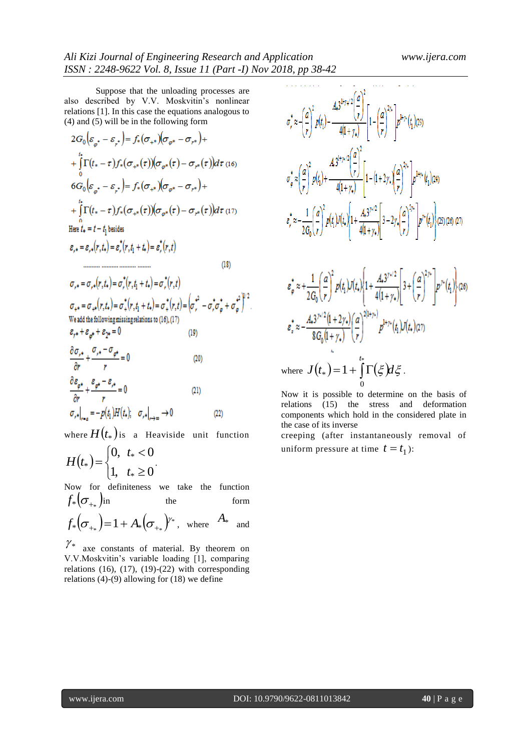Suppose that the unloading processes are also described by V.V. Moskvitin's nonlinear relations [1]. In this case the equations analogous to (4) and (5) will be in the following form

$$2G_0\left(\varepsilon_{\varphi^*}-\varepsilon_{r^*}\right)=f_*(\sigma_{+*})(\sigma_{\varphi^*}-\sigma_{r^*})+$$

$$+\int_0^{t_*}\Gamma(t_*-\tau)f_*(\sigma_{+*}(\tau))(\sigma_{\varphi^*}(\tau)-\sigma_{r^*}(\tau))d\tau \quad (16)$$

$$6G_0\left(\varepsilon_{\varphi^*}-\varepsilon_{r^*}\right)=f_*(\sigma_{+*})(\sigma_{\varphi^*}-\sigma_{r^*})+$$

$$+\int_0^{t_*}\Gamma(t_*-\tau)f_*(\sigma_{+*}(\tau))(\sigma_{\varphi^*}(\tau)-\sigma_{r^*}(\tau))d\tau \quad (17)$$

Here $t_*=t-t_1$ besides

$$\varepsilon_{r*}=\varepsilon_{r*}(r,t_*)=\varepsilon_r^*(r,t_1+t_*)=\varepsilon_r^*(r,t)$$

$$\text{..........} \quad (18)$$

$$\sigma_{r*}=\sigma_{r*}(r,t_*)=\sigma_r^*(r,t_1+t_*)=\sigma_r^*(r,t)$$

$$\sigma_{+*}=\sigma_{+*}(r,t_*)=\sigma_+^*(r,t_1+t_*)=\sigma_+^*(r,t)=\left(\sigma_r^2-\sigma_r^*\sigma_\varphi^*+\sigma_\varphi^{*2}\right)^{1/2}$$

We add the following missing relations to (16), (17)

$$\varepsilon_{r*}+\varepsilon_{\varphi*}+\varepsilon_{z*}=0 \quad (19)$$

$$\frac{\partial\sigma_{r*}}{\partial r}+\frac{\sigma_{r*}-\sigma_{\varphi*}}{r}=0 \quad (20)$$

$$\frac{\partial\varepsilon_{\varphi*}}{\partial r}+\frac{\varepsilon_{\varphi*}-\varepsilon_{r*}}{r}=0 \quad (21)$$

$$\sigma_{r*}\big|_{r=a}=-p(t_1)H(t_*);\quad \sigma_{r*}\big|_{r\to\infty}\to 0 \quad (22)$$

where $H(t_*)$ is a Heaviside unit function

$$H(t_*)=\begin{cases}0, & t_*<0\\ 1, & t_*\geq 0\end{cases}.$$

Now for definiteness we take the function $f_*(\sigma_{+*})$ in the form $f_*(\sigma_{+*})=1+A_*(\sigma_{+*})^{\gamma_*}$, where $A_*$ and $\gamma_*$ axe constants of material. By theorem on V.V.Moskvitin's variable loading [1], comparing relations (16), (17), (19)-(22) with corresponding relations (4)-(9) allowing for (18) we define

$$\sigma_r^*\approx-\left(\frac{a}{r}\right)^2p(t_1)-\frac{A_*3^{1+\gamma_*/2}\left(\frac{a}{r}\right)^2}{4(1+\gamma_*)}\left[1-\left(\frac{a}{r}\right)^{2\gamma_*}\right]p^{1+\gamma_*}(t_1) \quad (23)$$

$$\sigma_\varphi^*\approx\left(\frac{a}{r}\right)^2p(t_1)+\frac{A_*3^{1+\gamma_*/2}\left(\frac{a}{r}\right)^2}{4(1+\gamma_*)}\left[1-(1+2\gamma_*)\left(\frac{a}{r}\right)^{2\gamma_*}\right]p^{1+\gamma_*}(t_1) \quad (24)$$

$$\varepsilon_r^*\approx-\frac{1}{2G_0}\left(\frac{a}{r}\right)^2p(t_1)J(t_*)\left\{1+\frac{A_*3^{\gamma_*/2}}{4(1+\gamma_*)}\left[3-2\gamma_*\left(\frac{a}{r}\right)^{2\gamma_*}\right]p^{\gamma_*}(t_1)\right\} \quad (25)$$

$$\varepsilon_\varphi^*\approx+\frac{1}{2G_0}\left(\frac{a}{r}\right)^2p(t_1)J(t_*)\left\{1+\frac{A_*3^{\gamma_*/2}}{4(1+\gamma_*)}\left[3+\left(\frac{a}{r}\right)^{2\gamma_*}\right]p^{\gamma_*}(t_1)\right\} \quad (26)$$

$$\varepsilon_z^*\approx-\frac{A_*3^{\gamma_*/2}(1+2\gamma_*)}{8G_0(1+\gamma_*)}\left(\frac{a}{r}\right)^{2(1+\gamma_*)}p^{1+\gamma_*}(t_1)J(t_*) \quad (27)$$

where $J(t_*)=1+\int_0^{t_*}\Gamma(\xi)d\xi$.

Now it is possible to determine on the basis of relations (15) the stress and deformation components which hold in the considered plate in the case of its inverse creeping (after instantaneously removal of uniform pressure at time $t=t_1$):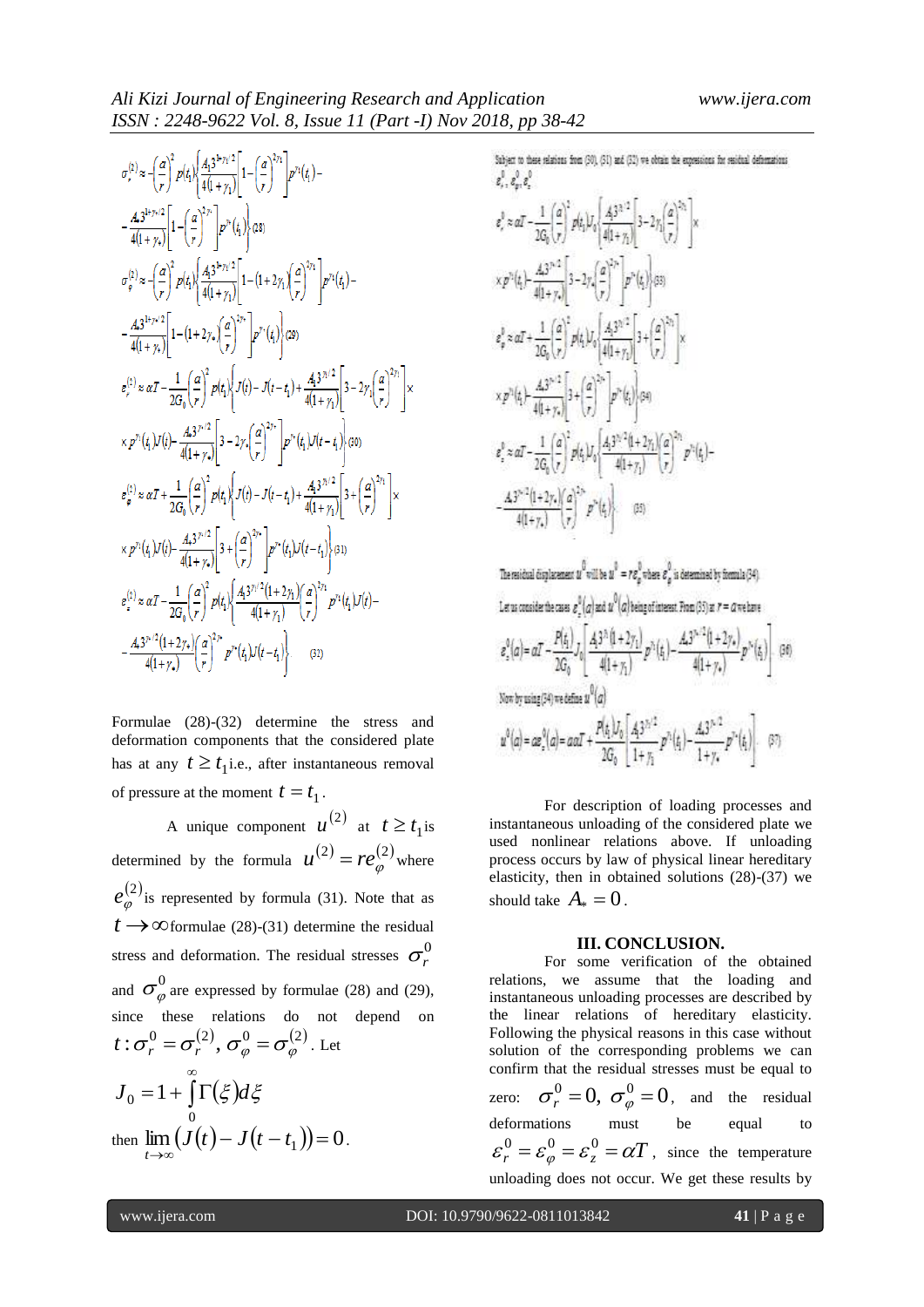$$\sigma_r^{(2)} \approx -\left(\frac{a}{r}\right)^2 p(t_1)\left\{\frac{A_1 3^{1+\gamma_1/2}}{4(1+\gamma_1)}\left[1-\left(\frac{a}{r}\right)^{2\gamma_1}\right]p^{\gamma_1}(t_1)-\right.$$

$$\left.-\frac{A_* 3^{1+\gamma_*/2}}{4(1+\gamma_*)}\left[1-\left(\frac{a}{r}\right)^{2\gamma_*}\right]p^{\gamma_*}(t_1)\right\} \quad (28)$$

$$\sigma_\varphi^{(2)} \approx -\left(\frac{a}{r}\right)^2 p(t_1)\left\{\frac{A_1 3^{1+\gamma_1/2}}{4(1+\gamma_1)}\left[1-(1+2\gamma_1)\left(\frac{a}{r}\right)^{2\gamma_1}\right]p^{\gamma_1}(t_1)-\right.$$

$$\left.-\frac{A_* 3^{1+\gamma_*/2}}{4(1+\gamma_*)}\left[1-(1+2\gamma_*)\left(\frac{a}{r}\right)^{2\gamma_*}\right]p^{\gamma_*}(t_1)\right\} \quad (29)$$

$$\varepsilon_r^{(2)} \approx \alpha T - \frac{1}{2G_0}\left(\frac{a}{r}\right)^2 p(t_1)\left\{J(t)-J(t-t_1)+\frac{A_1 3^{\gamma_1/2}}{4(1+\gamma_1)}\left[3-2\gamma_1\left(\frac{a}{r}\right)^{2\gamma_1}\right]\times\right.$$

$$\left.\times p^{\gamma_1}(t_1)J(t)-\frac{A_* 3^{\gamma_*/2}}{4(1+\gamma_*)}\left[3-2\gamma_*\left(\frac{a}{r}\right)^{2\gamma_*}\right]p^{\gamma_*}(t_1)J(t-t_1)\right\} \quad (30)$$

$$\varepsilon_\varphi^{(2)} \approx \alpha T + \frac{1}{2G_0}\left(\frac{a}{r}\right)^2 p(t_1)\left\{J(t)-J(t-t_1)+\frac{A_1 3^{\gamma_1/2}}{4(1+\gamma_1)}\left[3+\left(\frac{a}{r}\right)^{2\gamma_1}\right]\times\right.$$

$$\left.\times p^{\gamma_1}(t_1)J(t)-\frac{A_* 3^{\gamma_*/2}}{4(1+\gamma_*)}\left[3+\left(\frac{a}{r}\right)^{2\gamma_*}\right]p^{\gamma_*}(t_1)J(t-t_1)\right\} \quad (31)$$

$$\varepsilon_z^{(2)} \approx \alpha T - \frac{1}{2G_0}\left(\frac{a}{r}\right)^2 p(t_1)\left\{\frac{A_1 3^{\gamma_1/2}(1+2\gamma_1)}{4(1+\gamma_1)}\left(\frac{a}{r}\right)^{2\gamma_1}p^{\gamma_1}(t_1)J(t)-\right.$$

$$\left.-\frac{A_* 3^{\gamma_*/2}(1+2\gamma_*)}{4(1+\gamma_*)}\left(\frac{a}{r}\right)^{2\gamma_*}p^{\gamma_*}(t_1)J(t-t_1)\right\} \quad (32)$$

Formulae (28)-(32) determine the stress and deformation components that the considered plate has at any $t \geq t_1$ i.e., after instantaneous removal of pressure at the moment $t = t_1$.

A unique component $u^{(2)}$ at $t \geq t_1$ is determined by the formula $u^{(2)} = re_\varphi^{(2)}$ where $e_\varphi^{(2)}$ is represented by formula (31). Note that as $t \to \infty$ formulae (28)-(31) determine the residual stress and deformation. The residual stresses $\sigma_r^0$ and $\sigma_\varphi^0$ are expressed by formulae (28) and (29), since these relations do not depend on $t: \sigma_r^0 = \sigma_r^{(2)},\ \sigma_\varphi^0 = \sigma_\varphi^{(2)}$. Let

$$J_0 = 1 + \int_0^\infty \Gamma(\xi)d\xi$$

then $\lim_{t\to\infty}\left(J(t) - J(t-t_1)\right) = 0$.

Subject to these relations from (30), (31) and (32) we obtain the expressions for residual deformations $\varepsilon_r^0, \varepsilon_\varphi^0, \varepsilon_z^0$

$$\varepsilon_r^0 \approx \alpha T - \frac{1}{2G_0}\left(\frac{a}{r}\right)^2 p(t_1)J_0\left\{\frac{A_1 3^{\gamma_1/2}}{4(1+\gamma_1)}\left[3-2\gamma_1\left(\frac{a}{r}\right)^{2\gamma_1}\right]\times\right.$$

$$\left.\times p^{\gamma_1}(t_1)-\frac{A_* 3^{\gamma_*/2}}{4(1+\gamma_*)}\left[3-2\gamma_*\left(\frac{a}{r}\right)^{2\gamma_*}\right]p^{\gamma_*}(t_1)\right\} \quad (33)$$

$$\varepsilon_\varphi^0 \approx \alpha T + \frac{1}{2G_0}\left(\frac{a}{r}\right)^2 p(t_1)J_0\left\{\frac{A_1 3^{\gamma_1/2}}{4(1+\gamma_1)}\left[3+\left(\frac{a}{r}\right)^{2\gamma_1}\right]\times\right.$$

$$\left.\times p^{\gamma_1}(t_1)-\frac{A_* 3^{\gamma_*/2}}{4(1+\gamma_*)}\left[3+\left(\frac{a}{r}\right)^{2\gamma_*}\right]p^{\gamma_*}(t_1)\right\} \quad (34)$$

$$\varepsilon_z^0 \approx \alpha T - \frac{1}{2G_0}\left(\frac{a}{r}\right)^2 p(t_1)J_0\left\{\frac{A_1 3^{\gamma_1/2}(1+2\gamma_1)}{4(1+\gamma_1)}\left(\frac{a}{r}\right)^{2\gamma_1}p^{\gamma_1}(t_1)-\right.$$

$$\left.-\frac{A_* 3^{\gamma_*/2}(1+2\gamma_*)}{4(1+\gamma_*)}\left(\frac{a}{r}\right)^{2\gamma_*}p^{\gamma_*}(t_1)\right\} \quad (35)$$

The residual displacement $u^0$ will be $u^0 = r\varepsilon_\varphi^0$ where $\varepsilon_\varphi^0$ is determined by formula (34).

Let us consider the cases $\varepsilon_z^0(a)$ and $u^0(a)$ being of interest. From (35) at $r = a$ we have

$$\varepsilon_z^0(a) = \alpha T - \frac{P(t_1)}{2G_0}J_0\left[\frac{A_1 3^{\gamma_1}(1+2\gamma_1)}{4(1+\gamma_1)}p^{\gamma_1}(t_1) - \frac{A_* 3^{\gamma_*/2}(1+2\gamma_*)}{4(1+\gamma_*)}p^{\gamma_*}(t_1)\right] \quad (36)$$

Now by using (34) we define $u^0(a)$

$$u^0(a) = a\varepsilon_z^0(a) = a\alpha T + \frac{P(t_1)J_0}{2G_0}\left[\frac{A_1 3^{\gamma_1/2}}{1+\gamma_1}p^{\gamma_1}(t_1) - \frac{A_* 3^{\gamma_*/2}}{1+\gamma_*}p^{\gamma_*}(t_1)\right] \quad (37)$$

For description of loading processes and instantaneous unloading of the considered plate we used nonlinear relations above. If unloading process occurs by law of physical linear hereditary elasticity, then in obtained solutions (28)-(37) we should take $A_* = 0$.

## III. CONCLUSION.

For some verification of the obtained relations, we assume that the loading and instantaneous unloading processes are described by the linear relations of hereditary elasticity. Following the physical reasons in this case without solution of the corresponding problems we can confirm that the residual stresses must be equal to zero: $\sigma_r^0 = 0,\ \sigma_\varphi^0 = 0$, and the residual deformations must be equal to $\varepsilon_r^0 = \varepsilon_\varphi^0 = \varepsilon_z^0 = \alpha T$, since the temperature unloading does not occur. We get these results by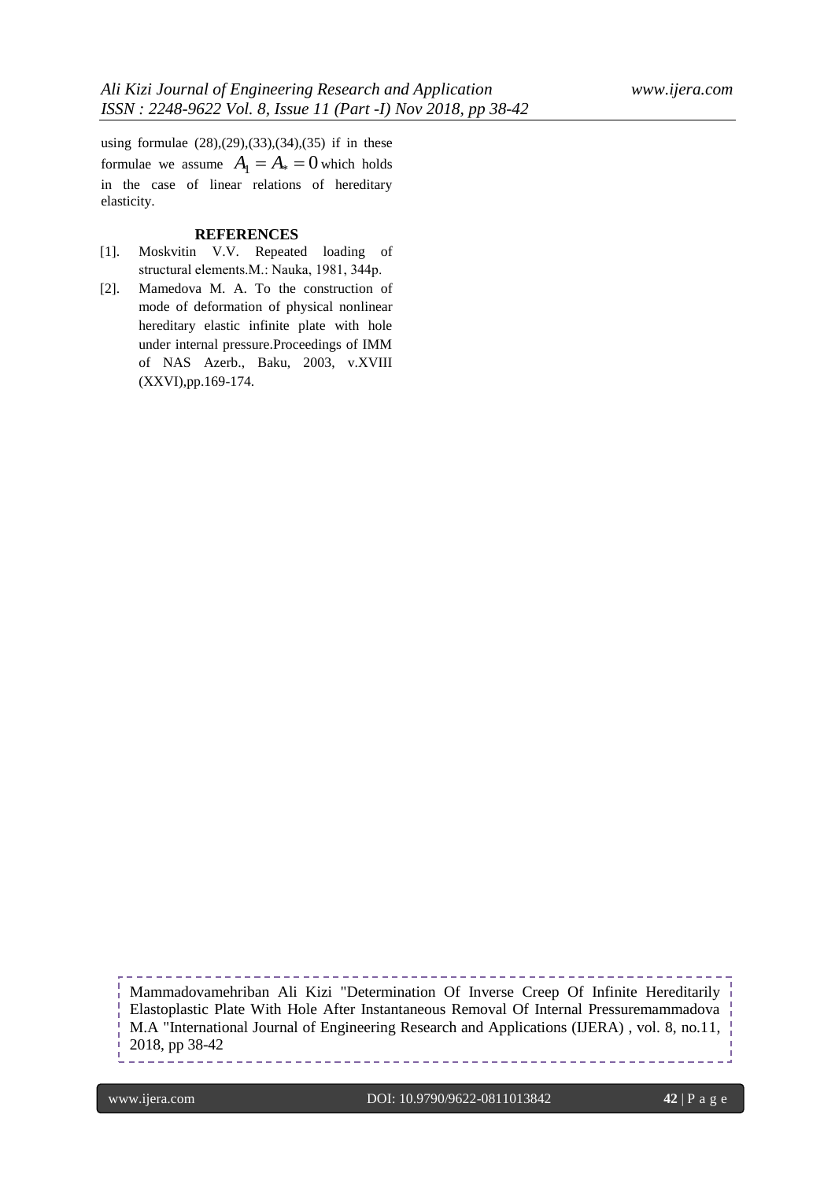using formulae (28),(29),(33),(34),(35) if in these formulae we assume $A_1 = A_* = 0$ which holds in the case of linear relations of hereditary elasticity.

## REFERENCES

[1]. Moskvitin V.V. Repeated loading of structural elements.M.: Nauka, 1981, 344p.

[2]. Mamedova M. A. To the construction of mode of deformation of physical nonlinear hereditary elastic infinite plate with hole under internal pressure.Proceedings of IMM of NAS Azerb., Baku, 2003, v.XVIII (XXVI),pp.169-174.

Mammadovamehriban Ali Kizi "Determination Of Inverse Creep Of Infinite Hereditarily Elastoplastic Plate With Hole After Instantaneous Removal Of Internal Pressuremammadova M.A "International Journal of Engineering Research and Applications (IJERA) , vol. 8, no.11, 2018, pp 38-42